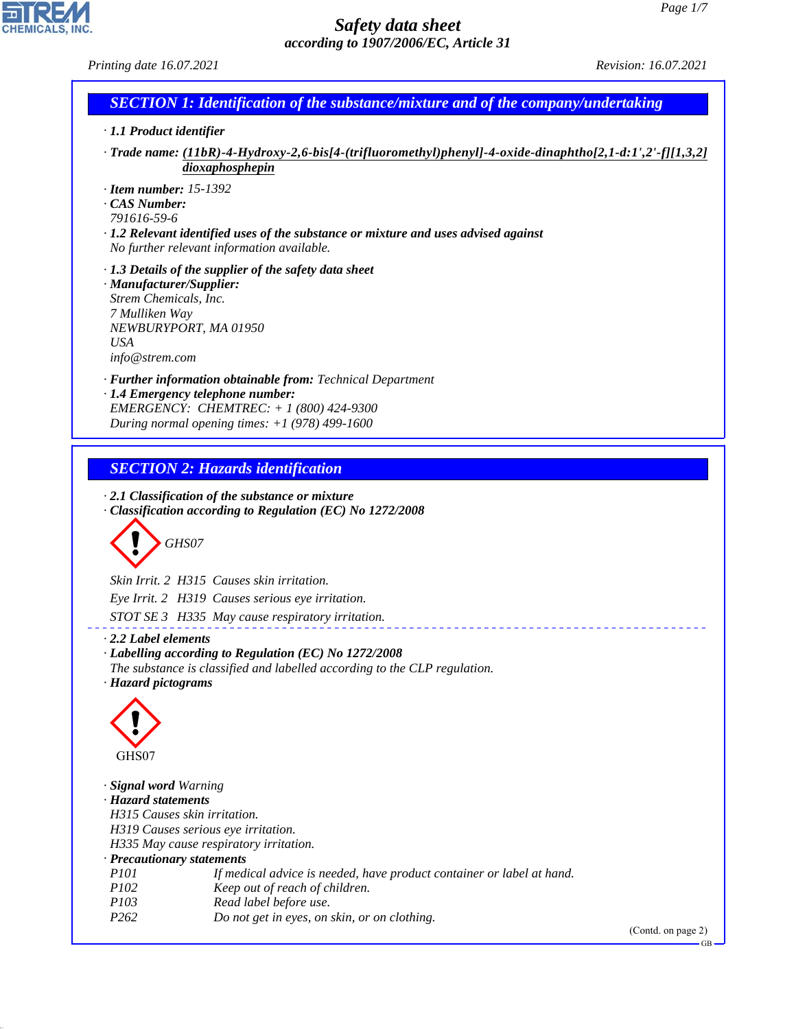# Safety data sheet
## according to 1907/2006/EC, Article 31

*Printing date 16.07.2021* *Revision: 16.07.2021*

## SECTION 1: Identification of the substance/mixture and of the company/undertaking

· **1.1 Product identifier**

· **Trade name: (11bR)-4-Hydroxy-2,6-bis[4-(trifluoromethyl)phenyl]-4-oxide-dinaphtho[2,1-d:1',2'-f][1,3,2]dioxaphosphepin**

· **Item number:** 15-1392
· **CAS Number:**
791616-59-6
· **1.2 Relevant identified uses of the substance or mixture and uses advised against**
No further relevant information available.

· **1.3 Details of the supplier of the safety data sheet**
· **Manufacturer/Supplier:**
Strem Chemicals, Inc.
7 Mulliken Way
NEWBURYPORT, MA 01950
USA
info@strem.com

· **Further information obtainable from:** Technical Department
· **1.4 Emergency telephone number:**
EMERGENCY: CHEMTREC: + 1 (800) 424-9300
During normal opening times: +1 (978) 499-1600

## SECTION 2: Hazards identification

· **2.1 Classification of the substance or mixture**
· **Classification according to Regulation (EC) No 1272/2008**

GHS07

Skin Irrit. 2 H315 Causes skin irritation.

Eye Irrit. 2 H319 Causes serious eye irritation.

STOT SE 3 H335 May cause respiratory irritation.

· **2.2 Label elements**
· **Labelling according to Regulation (EC) No 1272/2008**
The substance is classified and labelled according to the CLP regulation.
· **Hazard pictograms**

GHS07

· **Signal word** Warning
· **Hazard statements**
H315 Causes skin irritation.
H319 Causes serious eye irritation.
H335 May cause respiratory irritation.
· **Precautionary statements**

| | |
|---|---|
| P101 | If medical advice is needed, have product container or label at hand. |
| P102 | Keep out of reach of children. |
| P103 | Read label before use. |
| P262 | Do not get in eyes, on skin, or on clothing. |

(Contd. on page 2)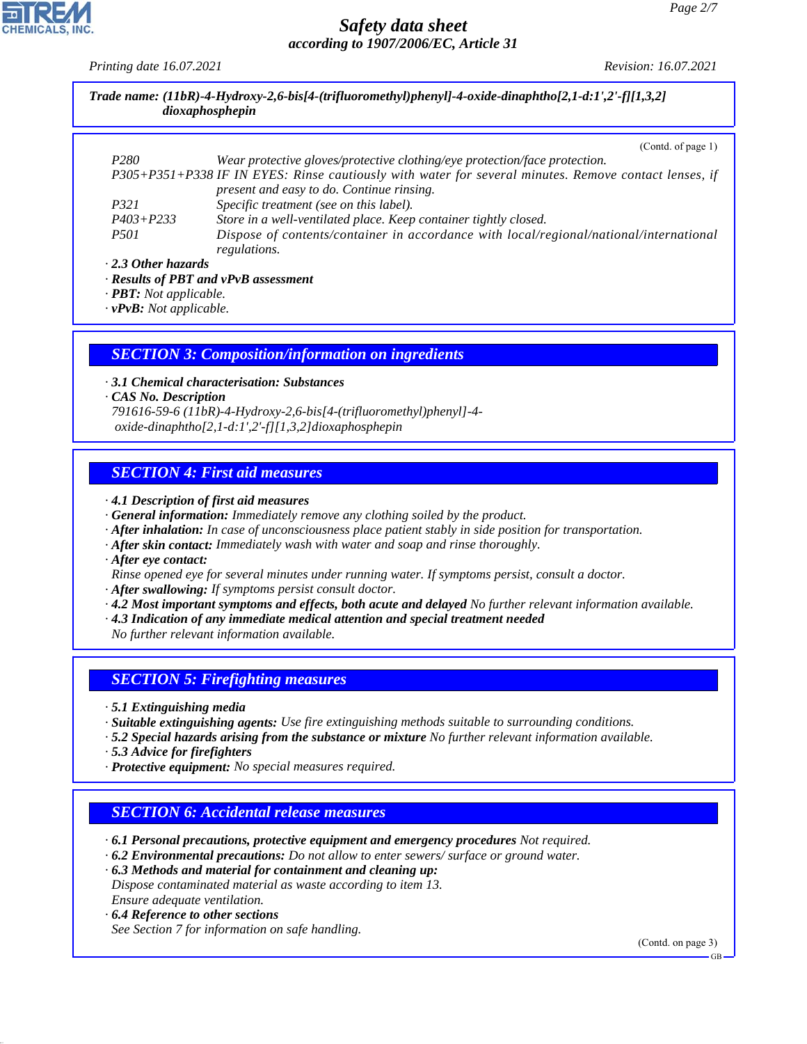**Trade name: (11bR)-4-Hydroxy-2,6-bis[4-(trifluoromethyl)phenyl]-4-oxide-dinaphtho[2,1-d:1',2'-f][1,3,2]dioxaphosphepin**

(Contd. of page 1)

| | |
|---|---|
| P280 | Wear protective gloves/protective clothing/eye protection/face protection. |
| P305+P351+P338 | IF IN EYES: Rinse cautiously with water for several minutes. Remove contact lenses, if present and easy to do. Continue rinsing. |
| P321 | Specific treatment (see on this label). |
| P403+P233 | Store in a well-ventilated place. Keep container tightly closed. |
| P501 | Dispose of contents/container in accordance with local/regional/national/international regulations. |

· **2.3 Other hazards**
· **Results of PBT and vPvB assessment**
· **PBT:** Not applicable.
· **vPvB:** Not applicable.

## SECTION 3: Composition/information on ingredients

· **3.1 Chemical characterisation: Substances**
· **CAS No. Description**
791616-59-6 (11bR)-4-Hydroxy-2,6-bis[4-(trifluoromethyl)phenyl]-4-oxide-dinaphtho[2,1-d:1',2'-f][1,3,2]dioxaphosphepin

## SECTION 4: First aid measures

· **4.1 Description of first aid measures**
· **General information:** Immediately remove any clothing soiled by the product.
· **After inhalation:** In case of unconsciousness place patient stably in side position for transportation.
· **After skin contact:** Immediately wash with water and soap and rinse thoroughly.
· **After eye contact:**
Rinse opened eye for several minutes under running water. If symptoms persist, consult a doctor.
· **After swallowing:** If symptoms persist consult doctor.
· **4.2 Most important symptoms and effects, both acute and delayed** No further relevant information available.
· **4.3 Indication of any immediate medical attention and special treatment needed**
No further relevant information available.

## SECTION 5: Firefighting measures

· **5.1 Extinguishing media**
· **Suitable extinguishing agents:** Use fire extinguishing methods suitable to surrounding conditions.
· **5.2 Special hazards arising from the substance or mixture** No further relevant information available.
· **5.3 Advice for firefighters**
· **Protective equipment:** No special measures required.

## SECTION 6: Accidental release measures

· **6.1 Personal precautions, protective equipment and emergency procedures** Not required.
· **6.2 Environmental precautions:** Do not allow to enter sewers/ surface or ground water.
· **6.3 Methods and material for containment and cleaning up:**
Dispose contaminated material as waste according to item 13.
Ensure adequate ventilation.
· **6.4 Reference to other sections**
See Section 7 for information on safe handling.

(Contd. on page 3)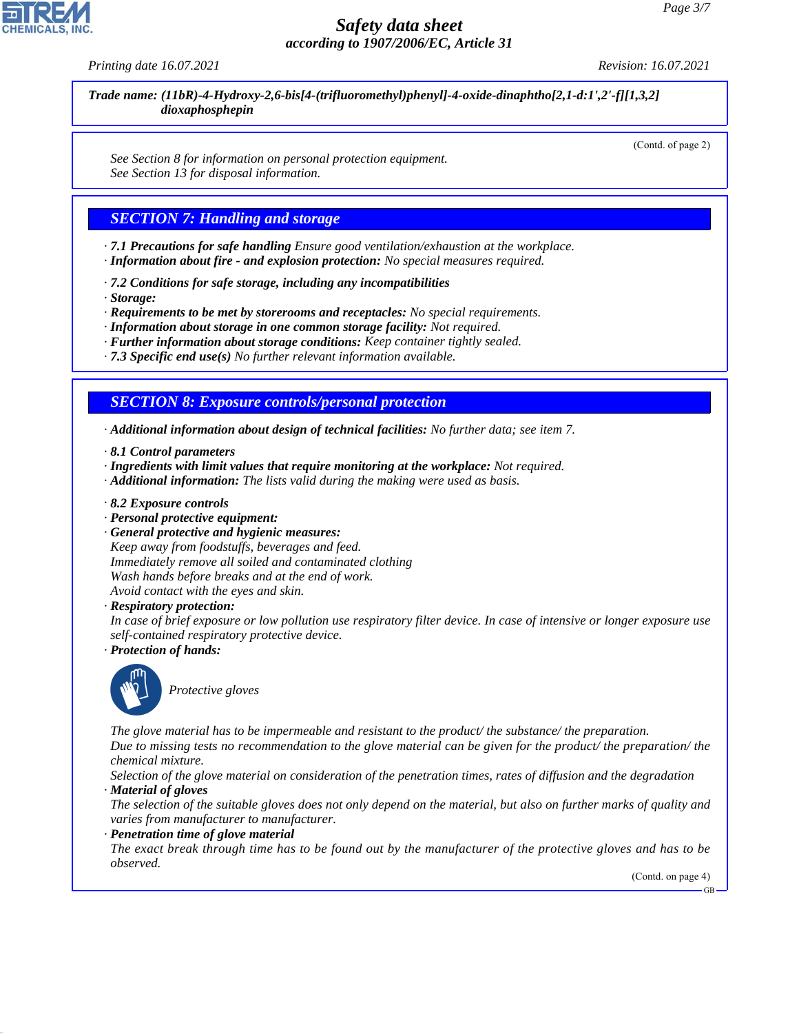**Trade name: (11bR)-4-Hydroxy-2,6-bis[4-(trifluoromethyl)phenyl]-4-oxide-dinaphtho[2,1-d:1',2'-f][1,3,2] dioxaphosphepin**

(Contd. of page 2)

*See Section 8 for information on personal protection equipment.*
*See Section 13 for disposal information.*

## SECTION 7: Handling and storage

· **7.1 Precautions for safe handling** Ensure good ventilation/exhaustion at the workplace.
· **Information about fire - and explosion protection:** No special measures required.

· **7.2 Conditions for safe storage, including any incompatibilities**
· **Storage:**
· **Requirements to be met by storerooms and receptacles:** No special requirements.
· **Information about storage in one common storage facility:** Not required.
· **Further information about storage conditions:** Keep container tightly sealed.
· **7.3 Specific end use(s)** No further relevant information available.

## SECTION 8: Exposure controls/personal protection

· **Additional information about design of technical facilities:** No further data; see item 7.

· **8.1 Control parameters**
· **Ingredients with limit values that require monitoring at the workplace:** Not required.
· **Additional information:** The lists valid during the making were used as basis.

· **8.2 Exposure controls**
· **Personal protective equipment:**
· **General protective and hygienic measures:**
Keep away from foodstuffs, beverages and feed.
Immediately remove all soiled and contaminated clothing
Wash hands before breaks and at the end of work.
Avoid contact with the eyes and skin.
· **Respiratory protection:**
In case of brief exposure or low pollution use respiratory filter device. In case of intensive or longer exposure use self-contained respiratory protective device.
· **Protection of hands:**

Protective gloves

The glove material has to be impermeable and resistant to the product/ the substance/ the preparation.
Due to missing tests no recommendation to the glove material can be given for the product/ the preparation/ the chemical mixture.
Selection of the glove material on consideration of the penetration times, rates of diffusion and the degradation
· **Material of gloves**
The selection of the suitable gloves does not only depend on the material, but also on further marks of quality and varies from manufacturer to manufacturer.
· **Penetration time of glove material**
The exact break through time has to be found out by the manufacturer of the protective gloves and has to be observed.

(Contd. on page 4)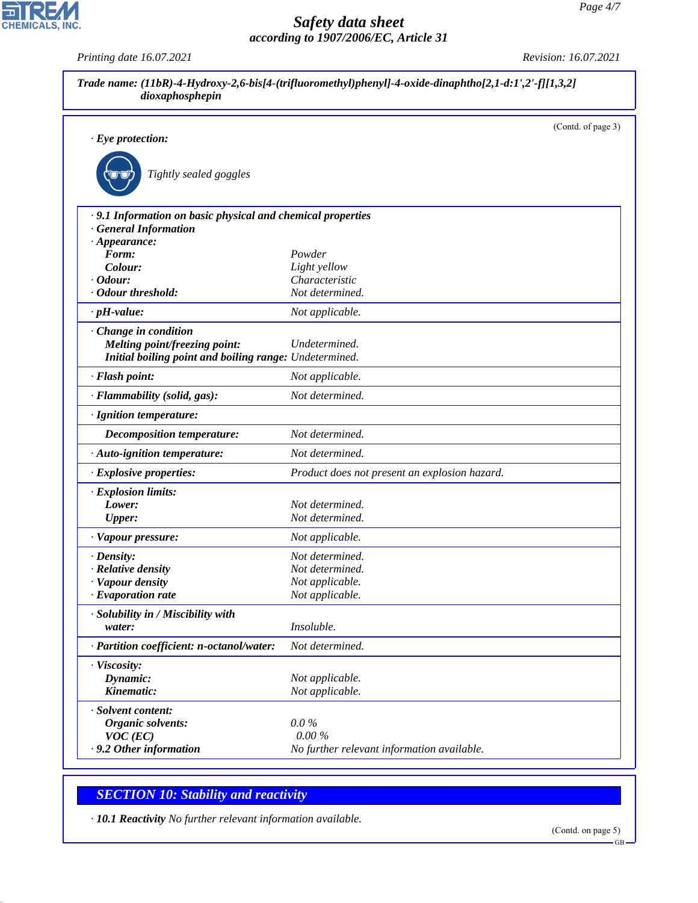**Trade name: (11bR)-4-Hydroxy-2,6-bis[4-(trifluoromethyl)phenyl]-4-oxide-dinaphtho[2,1-d:1',2'-f][1,3,2] dioxaphosphepin**

(Contd. of page 3)

· **Eye protection:**

Tightly sealed goggles

· **9.1 Information on basic physical and chemical properties**
· **General Information**

| | |
|---|---|
| · **Appearance:** | |
| **Form:** | Powder |
| **Colour:** | Light yellow |
| · **Odour:** | Characteristic |
| · **Odour threshold:** | Not determined. |
| · **pH-value:** | Not applicable. |
| · **Change in condition** | |
| **Melting point/freezing point:** | Undetermined. |
| **Initial boiling point and boiling range:** | Undetermined. |
| · **Flash point:** | Not applicable. |
| · **Flammability (solid, gas):** | Not determined. |
| · **Ignition temperature:** | |
| **Decomposition temperature:** | Not determined. |
| · **Auto-ignition temperature:** | Not determined. |
| · **Explosive properties:** | Product does not present an explosion hazard. |
| · **Explosion limits:** | |
| **Lower:** | Not determined. |
| **Upper:** | Not determined. |
| · **Vapour pressure:** | Not applicable. |
| · **Density:** | Not determined. |
| · **Relative density** | Not determined. |
| · **Vapour density** | Not applicable. |
| · **Evaporation rate** | Not applicable. |
| · **Solubility in / Miscibility with** | |
| **water:** | Insoluble. |
| · **Partition coefficient: n-octanol/water:** | Not determined. |
| · **Viscosity:** | |
| **Dynamic:** | Not applicable. |
| **Kinematic:** | Not applicable. |
| · **Solvent content:** | |
| **Organic solvents:** | 0.0 % |
| **VOC (EC)** | 0.00 % |
| · **9.2 Other information** | No further relevant information available. |

## SECTION 10: Stability and reactivity

· **10.1 Reactivity** No further relevant information available.

(Contd. on page 5)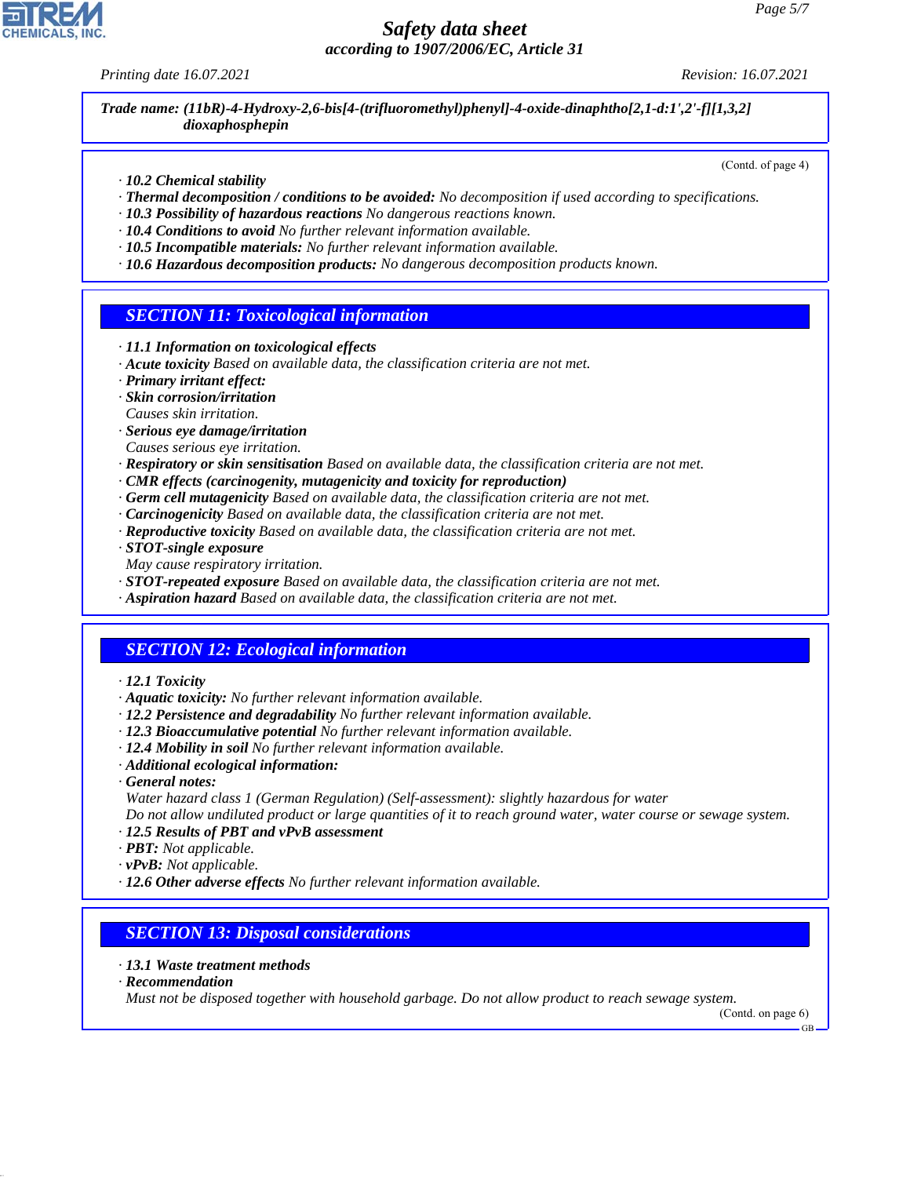Trade name: (11bR)-4-Hydroxy-2,6-bis[4-(trifluoromethyl)phenyl]-4-oxide-dinaphtho[2,1-d:1',2'-f][1,3,2]dioxaphosphepin

(Contd. of page 4)

· **10.2 Chemical stability**
· **Thermal decomposition / conditions to be avoided:** No decomposition if used according to specifications.
· **10.3 Possibility of hazardous reactions** No dangerous reactions known.
· **10.4 Conditions to avoid** No further relevant information available.
· **10.5 Incompatible materials:** No further relevant information available.
· **10.6 Hazardous decomposition products:** No dangerous decomposition products known.

## SECTION 11: Toxicological information

· **11.1 Information on toxicological effects**
· **Acute toxicity** Based on available data, the classification criteria are not met.
· **Primary irritant effect:**
· **Skin corrosion/irritation**
Causes skin irritation.
· **Serious eye damage/irritation**
Causes serious eye irritation.
· **Respiratory or skin sensitisation** Based on available data, the classification criteria are not met.
· **CMR effects (carcinogenity, mutagenicity and toxicity for reproduction)**
· **Germ cell mutagenicity** Based on available data, the classification criteria are not met.
· **Carcinogenicity** Based on available data, the classification criteria are not met.
· **Reproductive toxicity** Based on available data, the classification criteria are not met.
· **STOT-single exposure**
May cause respiratory irritation.
· **STOT-repeated exposure** Based on available data, the classification criteria are not met.
· **Aspiration hazard** Based on available data, the classification criteria are not met.

## SECTION 12: Ecological information

· **12.1 Toxicity**
· **Aquatic toxicity:** No further relevant information available.
· **12.2 Persistence and degradability** No further relevant information available.
· **12.3 Bioaccumulative potential** No further relevant information available.
· **12.4 Mobility in soil** No further relevant information available.
· **Additional ecological information:**
· **General notes:**
Water hazard class 1 (German Regulation) (Self-assessment): slightly hazardous for water
Do not allow undiluted product or large quantities of it to reach ground water, water course or sewage system.
· **12.5 Results of PBT and vPvB assessment**
· **PBT:** Not applicable.
· **vPvB:** Not applicable.
· **12.6 Other adverse effects** No further relevant information available.

## SECTION 13: Disposal considerations

· **13.1 Waste treatment methods**
· **Recommendation**
Must not be disposed together with household garbage. Do not allow product to reach sewage system.

(Contd. on page 6)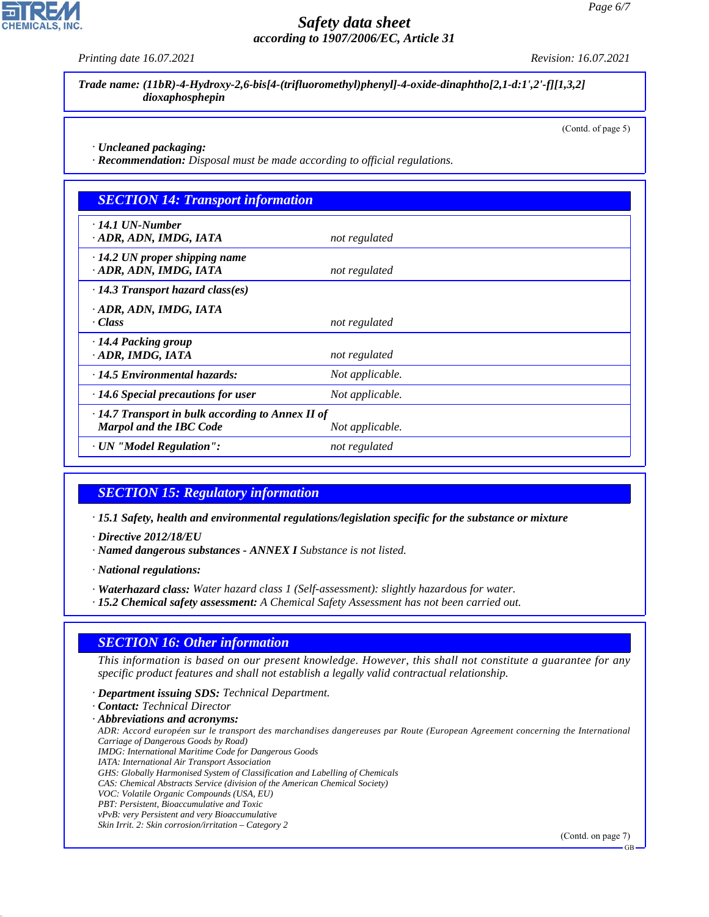**Trade name: (11bR)-4-Hydroxy-2,6-bis[4-(trifluoromethyl)phenyl]-4-oxide-dinaphtho[2,1-d:1',2'-f][1,3,2] dioxaphosphepin**

(Contd. of page 5)

· **Uncleaned packaging:**
· **Recommendation:** Disposal must be made according to official regulations.

## SECTION 14: Transport information

| | |
|---|---|
| · **14.1 UN-Number**<br>· **ADR, ADN, IMDG, IATA** | not regulated |
| · **14.2 UN proper shipping name**<br>· **ADR, ADN, IMDG, IATA** | not regulated |
| · **14.3 Transport hazard class(es)**<br>· **ADR, ADN, IMDG, IATA**<br>· **Class** | not regulated |
| · **14.4 Packing group**<br>· **ADR, IMDG, IATA** | not regulated |
| · **14.5 Environmental hazards:** | Not applicable. |
| · **14.6 Special precautions for user** | Not applicable. |
| · **14.7 Transport in bulk according to Annex II of Marpol and the IBC Code** | Not applicable. |
| · **UN "Model Regulation":** | not regulated |

## SECTION 15: Regulatory information

· **15.1 Safety, health and environmental regulations/legislation specific for the substance or mixture**

· **Directive 2012/18/EU**
· **Named dangerous substances - ANNEX I** Substance is not listed.

· **National regulations:**

· **Waterhazard class:** Water hazard class 1 (Self-assessment): slightly hazardous for water.
· **15.2 Chemical safety assessment:** A Chemical Safety Assessment has not been carried out.

## SECTION 16: Other information

This information is based on our present knowledge. However, this shall not constitute a guarantee for any specific product features and shall not establish a legally valid contractual relationship.

· **Department issuing SDS:** Technical Department.
· **Contact:** Technical Director
· **Abbreviations and acronyms:**
ADR: Accord européen sur le transport des marchandises dangereuses par Route (European Agreement concerning the International Carriage of Dangerous Goods by Road)
IMDG: International Maritime Code for Dangerous Goods
IATA: International Air Transport Association
GHS: Globally Harmonised System of Classification and Labelling of Chemicals
CAS: Chemical Abstracts Service (division of the American Chemical Society)
VOC: Volatile Organic Compounds (USA, EU)
PBT: Persistent, Bioaccumulative and Toxic
vPvB: very Persistent and very Bioaccumulative
Skin Irrit. 2: Skin corrosion/irritation – Category 2

(Contd. on page 7)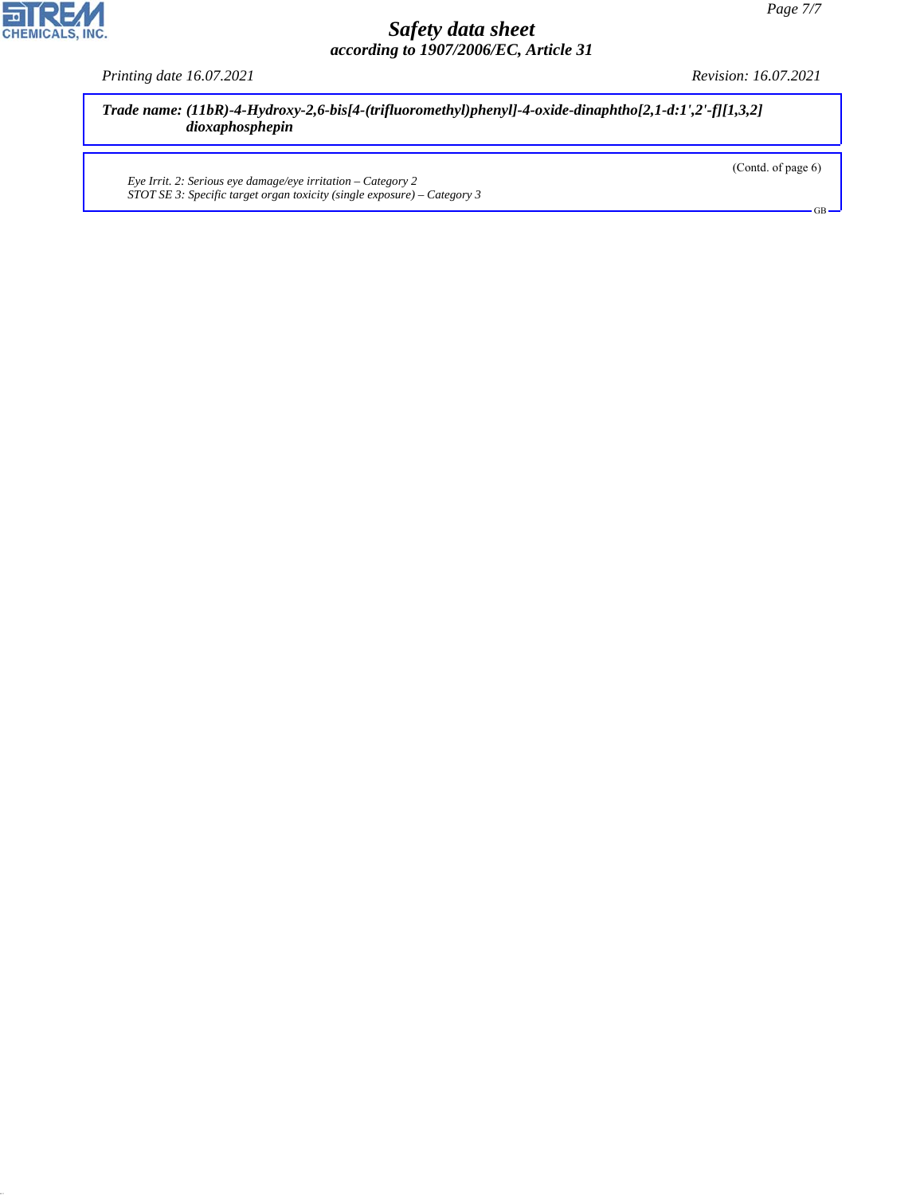*Eye Irrit. 2: Serious eye damage/eye irritation – Category 2*
*STOT SE 3: Specific target organ toxicity (single exposure) – Category 3*